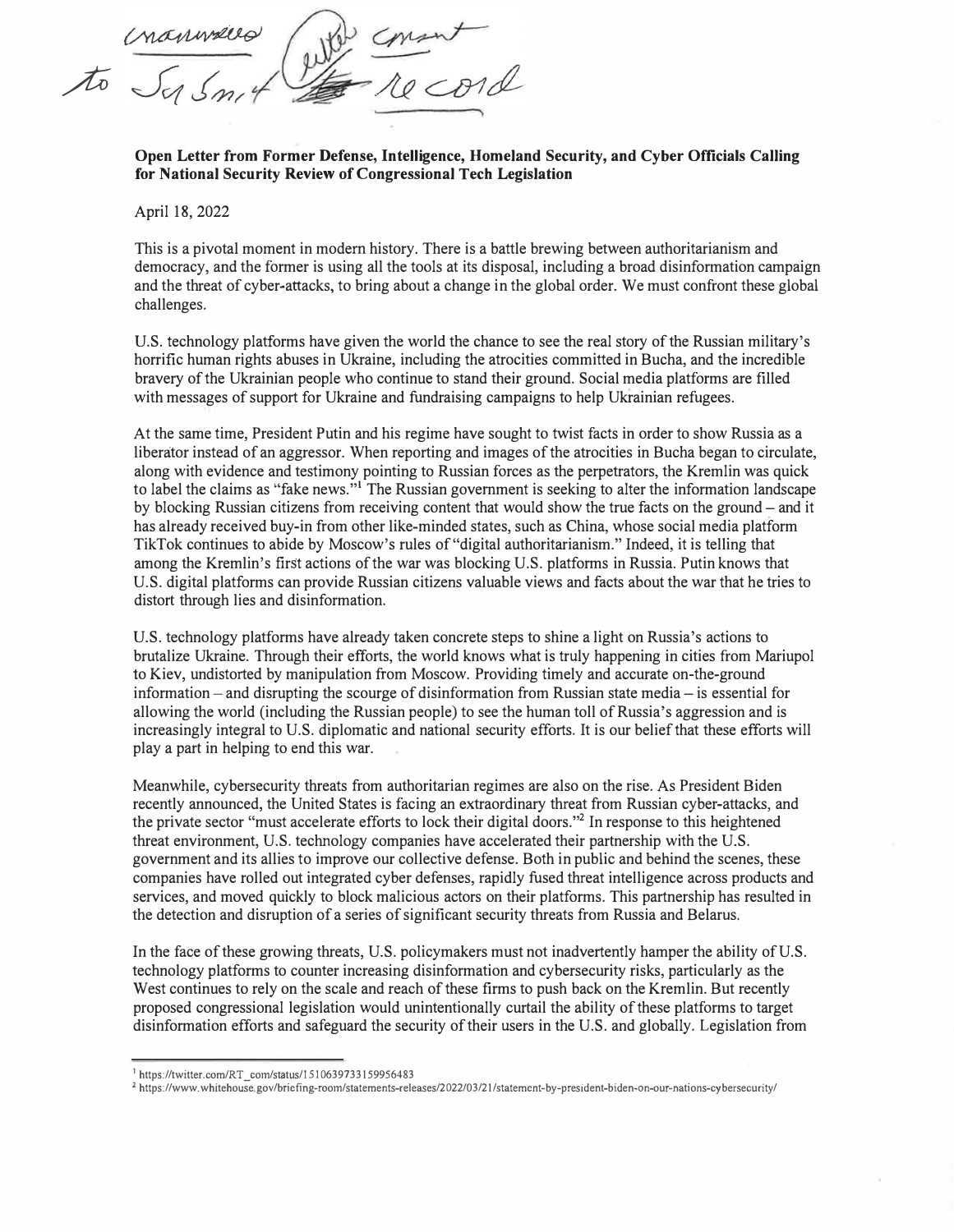Unanswered (with email) to Sy Smit record

**Open Letter from Former Defense, Intelligence, Homeland Security, and Cyber Officials Calling for National Security Review of Congressional Tech Legislation**

April 18, 2022

This is a pivotal moment in modern history. There is a battle brewing between authoritarianism and democracy, and the former is using all the tools at its disposal, including a broad disinformation campaign and the threat of cyber-attacks, to bring about a change in the global order. We must confront these global challenges.

U.S. technology platforms have given the world the chance to see the real story of the Russian military's horrific human rights abuses in Ukraine, including the atrocities committed in Bucha, and the incredible bravery of the Ukrainian people who continue to stand their ground. Social media platforms are filled with messages of support for Ukraine and fundraising campaigns to help Ukrainian refugees.

At the same time, President Putin and his regime have sought to twist facts in order to show Russia as a liberator instead of an aggressor. When reporting and images of the atrocities in Bucha began to circulate, along with evidence and testimony pointing to Russian forces as the perpetrators, the Kremlin was quick to label the claims as "fake news."[1] The Russian government is seeking to alter the information landscape by blocking Russian citizens from receiving content that would show the true facts on the ground – and it has already received buy-in from other like-minded states, such as China, whose social media platform TikTok continues to abide by Moscow's rules of "digital authoritarianism." Indeed, it is telling that among the Kremlin's first actions of the war was blocking U.S. platforms in Russia. Putin knows that U.S. digital platforms can provide Russian citizens valuable views and facts about the war that he tries to distort through lies and disinformation.

U.S. technology platforms have already taken concrete steps to shine a light on Russia's actions to brutalize Ukraine. Through their efforts, the world knows what is truly happening in cities from Mariupol to Kiev, undistorted by manipulation from Moscow. Providing timely and accurate on-the-ground information – and disrupting the scourge of disinformation from Russian state media – is essential for allowing the world (including the Russian people) to see the human toll of Russia's aggression and is increasingly integral to U.S. diplomatic and national security efforts. It is our belief that these efforts will play a part in helping to end this war.

Meanwhile, cybersecurity threats from authoritarian regimes are also on the rise. As President Biden recently announced, the United States is facing an extraordinary threat from Russian cyber-attacks, and the private sector "must accelerate efforts to lock their digital doors."[2] In response to this heightened threat environment, U.S. technology companies have accelerated their partnership with the U.S. government and its allies to improve our collective defense. Both in public and behind the scenes, these companies have rolled out integrated cyber defenses, rapidly fused threat intelligence across products and services, and moved quickly to block malicious actors on their platforms. This partnership has resulted in the detection and disruption of a series of significant security threats from Russia and Belarus.

In the face of these growing threats, U.S. policymakers must not inadvertently hamper the ability of U.S. technology platforms to counter increasing disinformation and cybersecurity risks, particularly as the West continues to rely on the scale and reach of these firms to push back on the Kremlin. But recently proposed congressional legislation would unintentionally curtail the ability of these platforms to target disinformation efforts and safeguard the security of their users in the U.S. and globally. Legislation from

---

[1] https://twitter.com/RT_com/status/1510639733159956483

[2] https://www.whitehouse.gov/briefing-room/statements-releases/2022/03/21/statement-by-president-biden-on-our-nations-cybersecurity/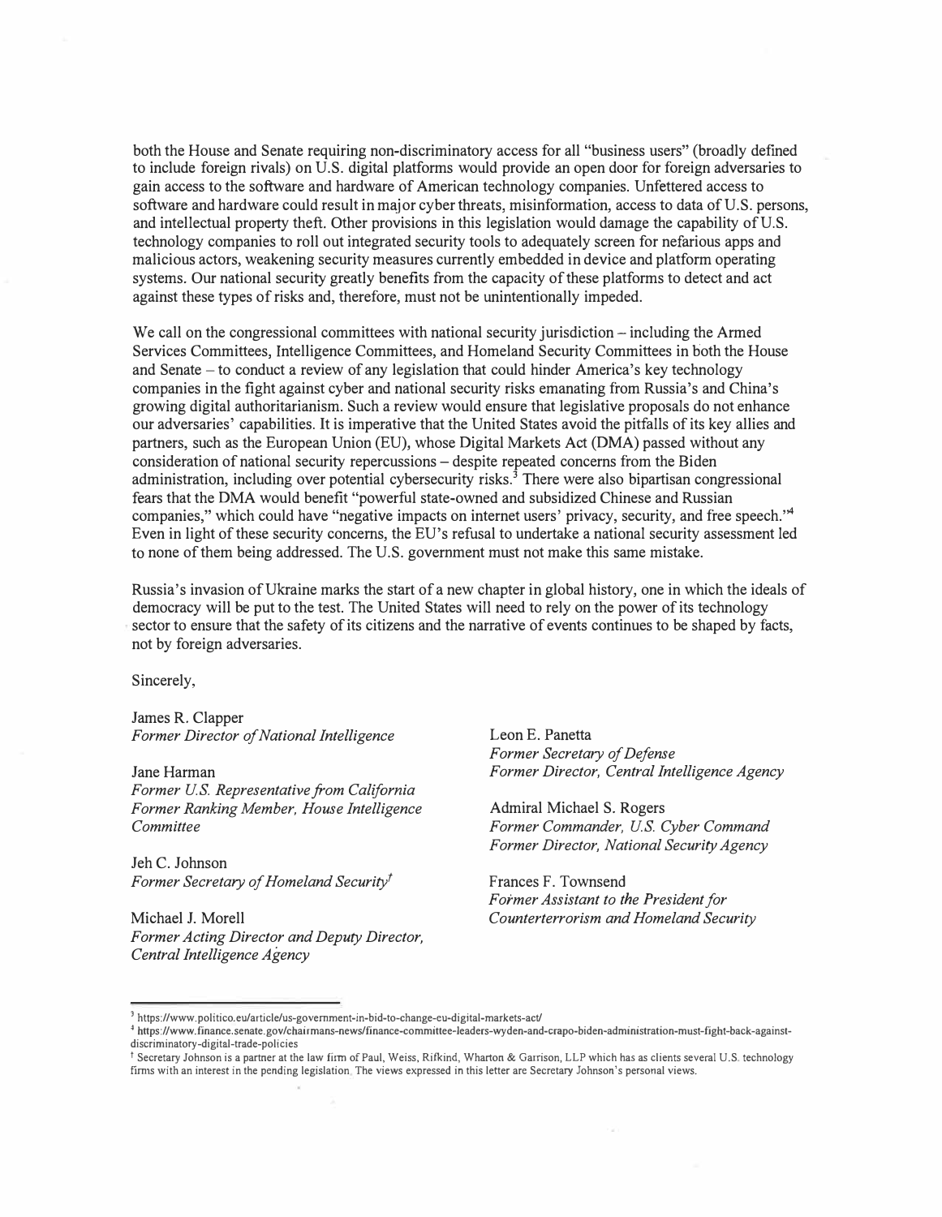both the House and Senate requiring non-discriminatory access for all "business users" (broadly defined to include foreign rivals) on U.S. digital platforms would provide an open door for foreign adversaries to gain access to the software and hardware of American technology companies. Unfettered access to software and hardware could result in major cyber threats, misinformation, access to data of U.S. persons, and intellectual property theft. Other provisions in this legislation would damage the capability of U.S. technology companies to roll out integrated security tools to adequately screen for nefarious apps and malicious actors, weakening security measures currently embedded in device and platform operating systems. Our national security greatly benefits from the capacity of these platforms to detect and act against these types of risks and, therefore, must not be unintentionally impeded.

We call on the congressional committees with national security jurisdiction – including the Armed Services Committees, Intelligence Committees, and Homeland Security Committees in both the House and Senate – to conduct a review of any legislation that could hinder America's key technology companies in the fight against cyber and national security risks emanating from Russia's and China's growing digital authoritarianism. Such a review would ensure that legislative proposals do not enhance our adversaries' capabilities. It is imperative that the United States avoid the pitfalls of its key allies and partners, such as the European Union (EU), whose Digital Markets Act (DMA) passed without any consideration of national security repercussions – despite repeated concerns from the Biden administration, including over potential cybersecurity risks.[3] There were also bipartisan congressional fears that the DMA would benefit "powerful state-owned and subsidized Chinese and Russian companies," which could have "negative impacts on internet users' privacy, security, and free speech."[4] Even in light of these security concerns, the EU's refusal to undertake a national security assessment led to none of them being addressed. The U.S. government must not make this same mistake.

Russia's invasion of Ukraine marks the start of a new chapter in global history, one in which the ideals of democracy will be put to the test. The United States will need to rely on the power of its technology sector to ensure that the safety of its citizens and the narrative of events continues to be shaped by facts, not by foreign adversaries.

Sincerely,

James R. Clapper
*Former Director of National Intelligence*

Jane Harman
*Former U.S. Representative from California*
*Former Ranking Member, House Intelligence Committee*

Jeh C. Johnson
*Former Secretary of Homeland Security*[†]

Michael J. Morell
*Former Acting Director and Deputy Director, Central Intelligence Agency*

Leon E. Panetta
*Former Secretary of Defense*
*Former Director, Central Intelligence Agency*

Admiral Michael S. Rogers
*Former Commander, U.S. Cyber Command*
*Former Director, National Security Agency*

Frances F. Townsend
*Former Assistant to the President for Counterterrorism and Homeland Security*

---

[3] https://www.politico.eu/article/us-government-in-bid-to-change-eu-digital-markets-act/

[4] https://www.finance.senate.gov/chairmans-news/finance-committee-leaders-wyden-and-crapo-biden-administration-must-fight-back-against-discriminatory-digital-trade-policies

[†] Secretary Johnson is a partner at the law firm of Paul, Weiss, Rifkind, Wharton & Garrison, LLP which has as clients several U.S. technology firms with an interest in the pending legislation. The views expressed in this letter are Secretary Johnson's personal views.